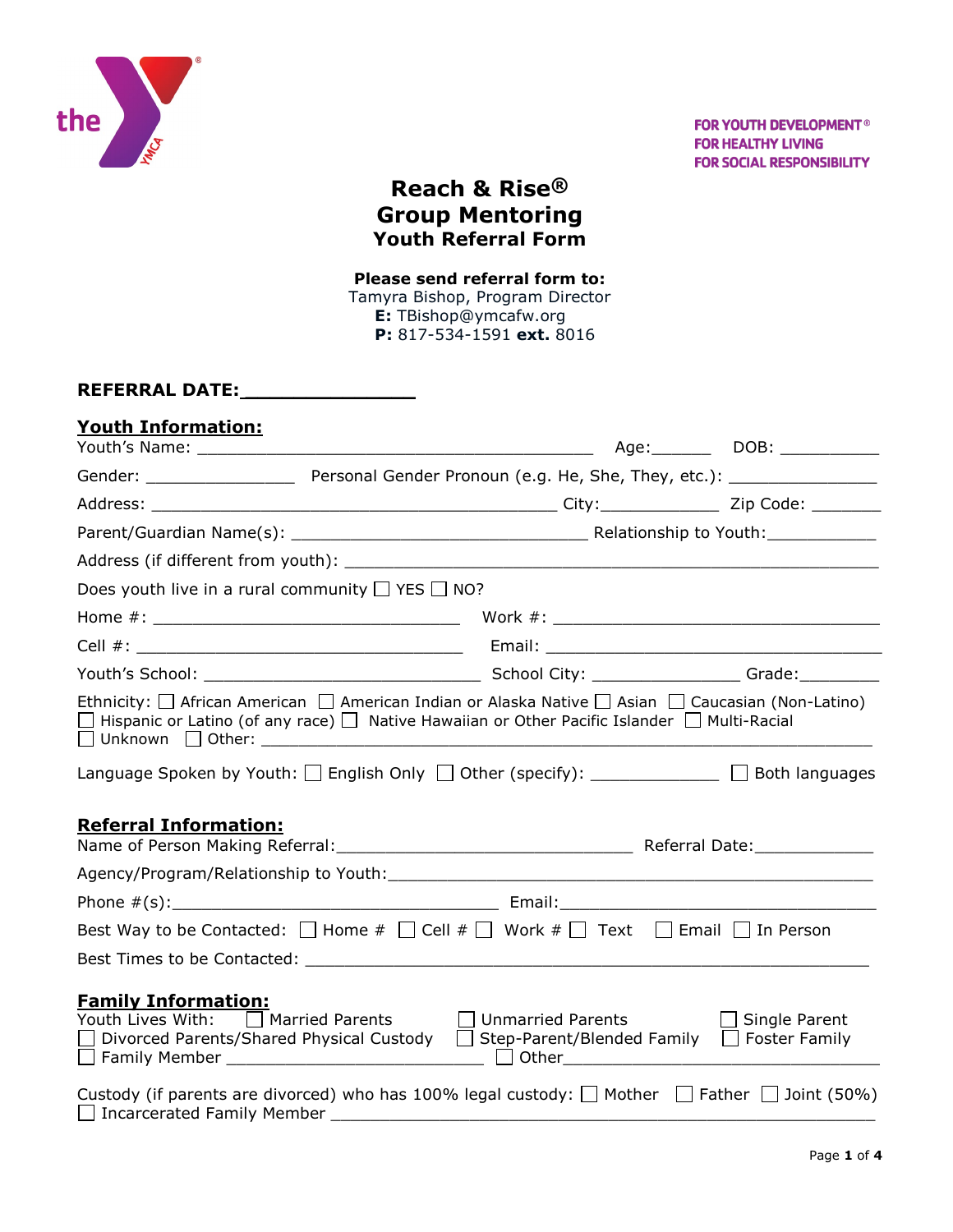the YMCA®

FOR YOUTH DEVELOPMENT®
FOR HEALTHY LIVING
FOR SOCIAL RESPONSIBILITY

# Reach & Rise®
# Group Mentoring
## Youth Referral Form

**Please send referral form to:**
Tamyra Bishop, Program Director
**E:** TBishop@ymcafw.org
**P:** 817-534-1591 **ext.** 8016

**REFERRAL DATE:_______________**

## Youth Information:

Youth's Name: ____________________________________________ Age:______ DOB: ___________

Gender: ________________ Personal Gender Pronoun (e.g. He, She, They, etc.): ________________

Address: ____________________________________________ City:____________ Zip Code: _______

Parent/Guardian Name(s): ________________________________ Relationship to Youth:___________

Address (if different from youth): ________________________________________________________

Does youth live in a rural community ☐ YES ☐ NO?

Home #: __________________________________ Work #: ____________________________________

Cell #: ___________________________________ Email: _____________________________________

Youth's School: ______________________________ School City: _______________ Grade:________

Ethnicity: ☐ African American ☐ American Indian or Alaska Native ☐ Asian ☐ Caucasian (Non-Latino) ☐ Hispanic or Latino (of any race) ☐ Native Hawaiian or Other Pacific Islander ☐ Multi-Racial ☐ Unknown ☐ Other: ________________________________________________________________

Language Spoken by Youth: ☐ English Only ☐ Other (specify): ______________ ☐ Both languages

## Referral Information:

Name of Person Making Referral:________________________________ Referral Date:_____________

Agency/Program/Relationship to Youth:_____________________________________________________

Phone #(s):___________________________________ Email:___________________________________

Best Way to be Contacted: ☐ Home # ☐ Cell # ☐ Work # ☐ Text ☐ Email ☐ In Person

Best Times to be Contacted: ____________________________________________________________

## Family Information:

Youth Lives With: ☐ Married Parents ☐ Unmarried Parents ☐ Single Parent ☐ Divorced Parents/Shared Physical Custody ☐ Step-Parent/Blended Family ☐ Foster Family ☐ Family Member ___________________________ ☐ Other_____________________________

Custody (if parents are divorced) who has 100% legal custody: ☐ Mother ☐ Father ☐ Joint (50%) ☐ Incarcerated Family Member ____________________________________________________________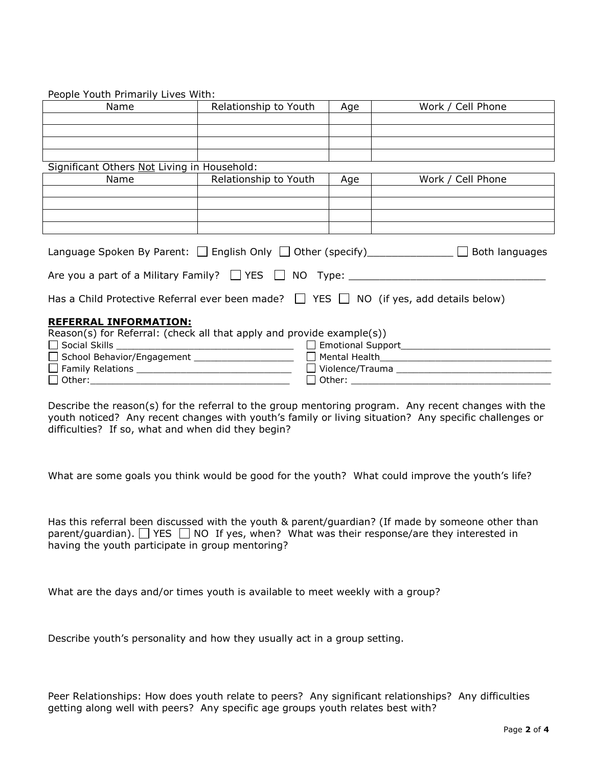People Youth Primarily Lives With:

| Name | Relationship to Youth | Age | Work / Cell Phone |
|---|---|---|---|
| | | | |
| | | | |
| | | | |
| | | | |

Significant Others Not Living in Household:

| Name | Relationship to Youth | Age | Work / Cell Phone |
|---|---|---|---|
| | | | |
| | | | |
| | | | |
| | | | |

Language Spoken By Parent: ☐ English Only ☐ Other (specify)______________ ☐ Both languages

Are you a part of a Military Family? ☐ YES ☐ NO Type: ________________________________

Has a Child Protective Referral ever been made? ☐ YES ☐ NO (if yes, add details below)

**REFERRAL INFORMATION:**

Reason(s) for Referral: (check all that apply and provide example(s))

☐ Social Skills ________________________________

☐ Emotional Support__________________________

☐ School Behavior/Engagement _________________

☐ Mental Health_______________________________

☐ Family Relations ____________________________

☐ Violence/Trauma ____________________________

☐ Other:__________________________________

☐ Other: __________________________________

Describe the reason(s) for the referral to the group mentoring program. Any recent changes with the youth noticed? Any recent changes with youth's family or living situation? Any specific challenges or difficulties? If so, what and when did they begin?

What are some goals you think would be good for the youth? What could improve the youth's life?

Has this referral been discussed with the youth & parent/guardian? (If made by someone other than parent/guardian). ☐ YES ☐ NO If yes, when? What was their response/are they interested in having the youth participate in group mentoring?

What are the days and/or times youth is available to meet weekly with a group?

Describe youth's personality and how they usually act in a group setting.

Peer Relationships: How does youth relate to peers? Any significant relationships? Any difficulties getting along well with peers? Any specific age groups youth relates best with?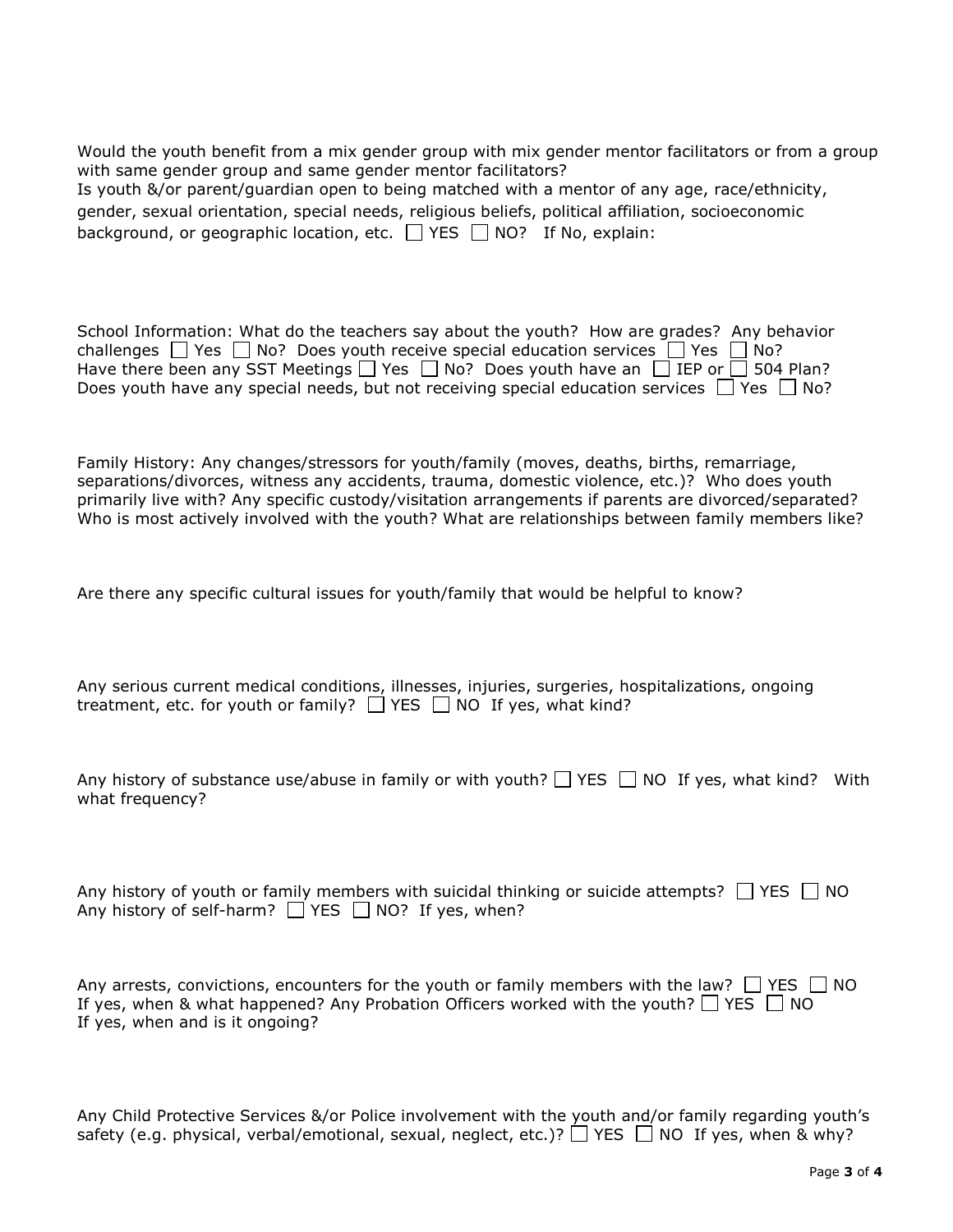Would the youth benefit from a mix gender group with mix gender mentor facilitators or from a group with same gender group and same gender mentor facilitators?

Is youth &/or parent/guardian open to being matched with a mentor of any age, race/ethnicity, gender, sexual orientation, special needs, religious beliefs, political affiliation, socioeconomic background, or geographic location, etc. ☐ YES ☐ NO? If No, explain:

School Information: What do the teachers say about the youth? How are grades? Any behavior challenges ☐ Yes ☐ No? Does youth receive special education services ☐ Yes ☐ No? Have there been any SST Meetings ☐ Yes ☐ No? Does youth have an ☐ IEP or ☐ 504 Plan? Does youth have any special needs, but not receiving special education services ☐ Yes ☐ No?

Family History: Any changes/stressors for youth/family (moves, deaths, births, remarriage, separations/divorces, witness any accidents, trauma, domestic violence, etc.)? Who does youth primarily live with? Any specific custody/visitation arrangements if parents are divorced/separated? Who is most actively involved with the youth? What are relationships between family members like?

Are there any specific cultural issues for youth/family that would be helpful to know?

Any serious current medical conditions, illnesses, injuries, surgeries, hospitalizations, ongoing treatment, etc. for youth or family? ☐ YES ☐ NO If yes, what kind?

Any history of substance use/abuse in family or with youth? ☐ YES ☐ NO If yes, what kind? With what frequency?

Any history of youth or family members with suicidal thinking or suicide attempts? ☐ YES ☐ NO
Any history of self-harm? ☐ YES ☐ NO? If yes, when?

Any arrests, convictions, encounters for the youth or family members with the law? ☐ YES ☐ NO
If yes, when & what happened? Any Probation Officers worked with the youth? ☐ YES ☐ NO
If yes, when and is it ongoing?

Any Child Protective Services &/or Police involvement with the youth and/or family regarding youth's safety (e.g. physical, verbal/emotional, sexual, neglect, etc.)? ☐ YES ☐ NO If yes, when & why?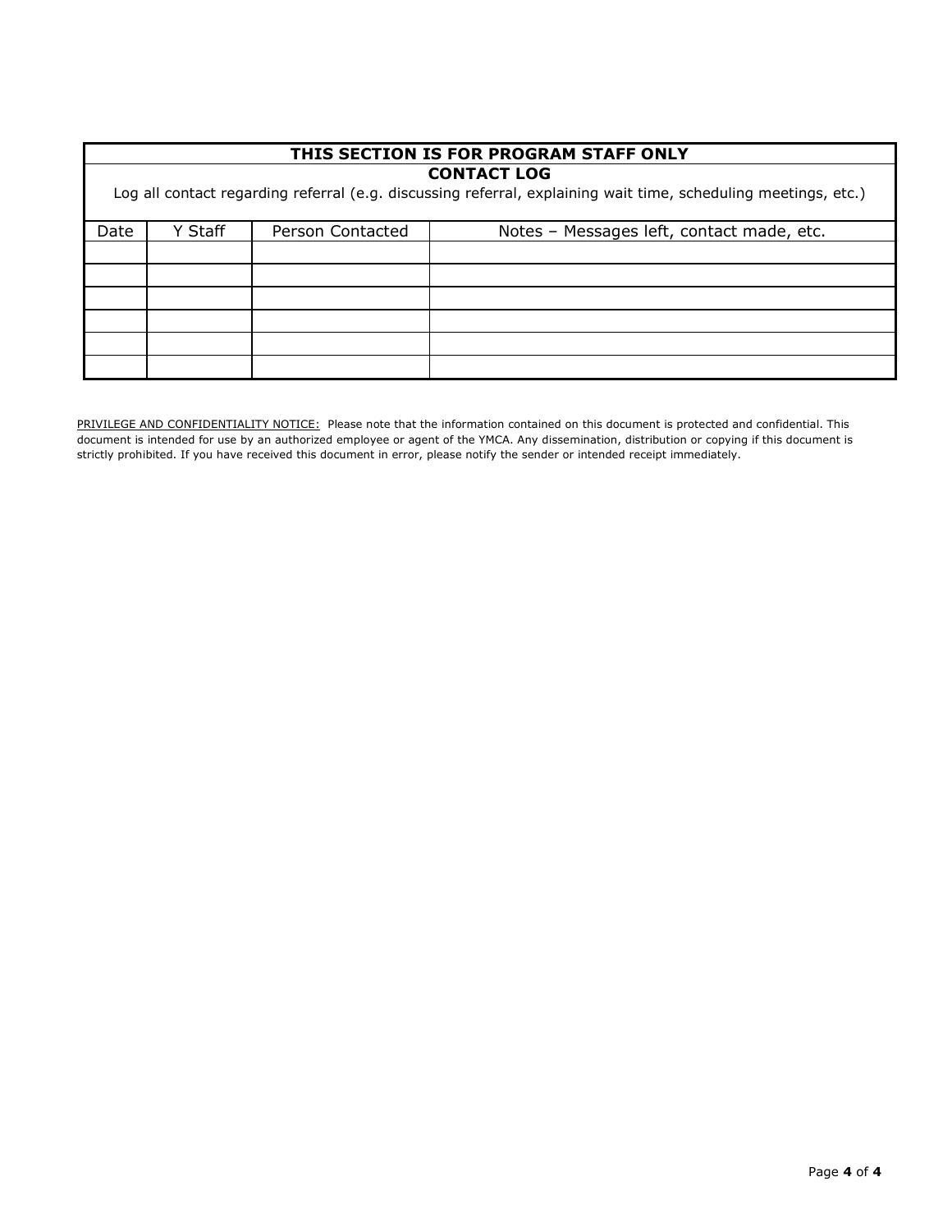## THIS SECTION IS FOR PROGRAM STAFF ONLY

### CONTACT LOG

Log all contact regarding referral (e.g. discussing referral, explaining wait time, scheduling meetings, etc.)

| Date | Y Staff | Person Contacted | Notes – Messages left, contact made, etc. |
|---|---|---|---|
| | | | |
| | | | |
| | | | |
| | | | |
| | | | |
| | | | |

PRIVILEGE AND CONFIDENTIALITY NOTICE: Please note that the information contained on this document is protected and confidential. This document is intended for use by an authorized employee or agent of the YMCA. Any dissemination, distribution or copying if this document is strictly prohibited. If you have received this document in error, please notify the sender or intended receipt immediately.